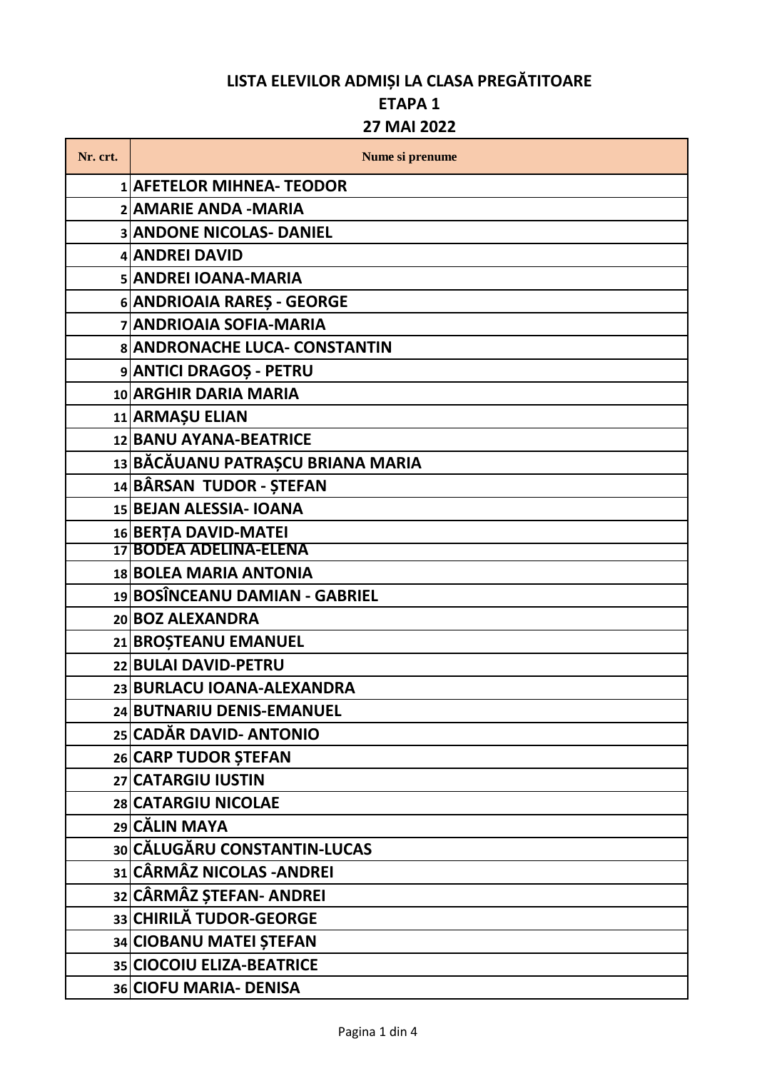# LISTA ELEVILOR ADMIȘI LA CLASA PREGĂTITOARE

## ETAPA 1

## 27 MAI 2022

| Nr. crt. | Nume si prenume |
|---|---|
| 1 | AFETELOR MIHNEA- TEODOR |
| 2 | AMARIE ANDA -MARIA |
| 3 | ANDONE NICOLAS- DANIEL |
| 4 | ANDREI DAVID |
| 5 | ANDREI IOANA-MARIA |
| 6 | ANDRIOAIA RAREȘ - GEORGE |
| 7 | ANDRIOAIA SOFIA-MARIA |
| 8 | ANDRONACHE LUCA- CONSTANTIN |
| 9 | ANTICI DRAGOȘ - PETRU |
| 10 | ARGHIR DARIA MARIA |
| 11 | ARMAȘU ELIAN |
| 12 | BANU AYANA-BEATRICE |
| 13 | BĂCĂUANU PATRAȘCU BRIANA MARIA |
| 14 | BÂRSAN TUDOR - ȘTEFAN |
| 15 | BEJAN ALESSIA- IOANA |
| 16 | BERȚA DAVID-MATEI |
| 17 | BODEA ADELINA-ELENA |
| 18 | BOLEA MARIA ANTONIA |
| 19 | BOSÎNCEANU DAMIAN - GABRIEL |
| 20 | BOZ ALEXANDRA |
| 21 | BROȘTEANU EMANUEL |
| 22 | BULAI DAVID-PETRU |
| 23 | BURLACU IOANA-ALEXANDRA |
| 24 | BUTNARIU DENIS-EMANUEL |
| 25 | CADĂR DAVID- ANTONIO |
| 26 | CARP TUDOR ȘTEFAN |
| 27 | CATARGIU IUSTIN |
| 28 | CATARGIU NICOLAE |
| 29 | CĂLIN MAYA |
| 30 | CĂLUGĂRU CONSTANTIN-LUCAS |
| 31 | CÂRMÂZ NICOLAS -ANDREI |
| 32 | CÂRMÂZ ȘTEFAN- ANDREI |
| 33 | CHIRILĂ TUDOR-GEORGE |
| 34 | CIOBANU MATEI ȘTEFAN |
| 35 | CIOCOIU ELIZA-BEATRICE |
| 36 | CIOFU MARIA- DENISA |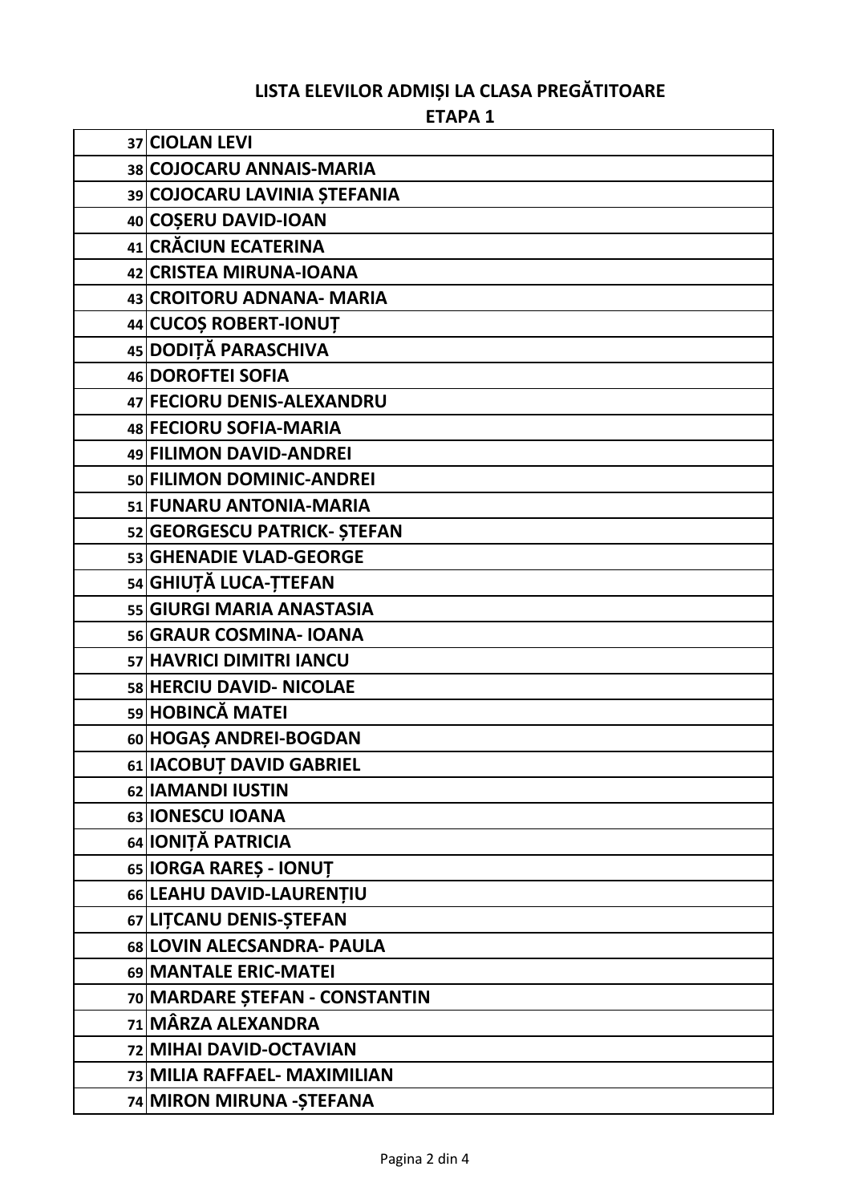**LISTA ELEVILOR ADMIȘI LA CLASA PREGĂTITOARE**

**ETAPA 1**

| | |
|---|---|
| 37 | **CIOLAN LEVI** |
| 38 | **COJOCARU ANNAIS-MARIA** |
| 39 | **COJOCARU LAVINIA ȘTEFANIA** |
| 40 | **COȘERU DAVID-IOAN** |
| 41 | **CRĂCIUN ECATERINA** |
| 42 | **CRISTEA MIRUNA-IOANA** |
| 43 | **CROITORU ADNANA- MARIA** |
| 44 | **CUCOȘ ROBERT-IONUȚ** |
| 45 | **DODIȚĂ PARASCHIVA** |
| 46 | **DOROFTEI SOFIA** |
| 47 | **FECIORU DENIS-ALEXANDRU** |
| 48 | **FECIORU SOFIA-MARIA** |
| 49 | **FILIMON DAVID-ANDREI** |
| 50 | **FILIMON DOMINIC-ANDREI** |
| 51 | **FUNARU ANTONIA-MARIA** |
| 52 | **GEORGESCU PATRICK- ȘTEFAN** |
| 53 | **GHENADIE VLAD-GEORGE** |
| 54 | **GHIUȚĂ LUCA-ȚTEFAN** |
| 55 | **GIURGI MARIA ANASTASIA** |
| 56 | **GRAUR COSMINA- IOANA** |
| 57 | **HAVRICI DIMITRI IANCU** |
| 58 | **HERCIU DAVID- NICOLAE** |
| 59 | **HOBINCĂ MATEI** |
| 60 | **HOGAȘ ANDREI-BOGDAN** |
| 61 | **IACOBUȚ DAVID GABRIEL** |
| 62 | **IAMANDI IUSTIN** |
| 63 | **IONESCU IOANA** |
| 64 | **IONIȚĂ PATRICIA** |
| 65 | **IORGA RAREȘ - IONUȚ** |
| 66 | **LEAHU DAVID-LAURENȚIU** |
| 67 | **LIȚCANU DENIS-ȘTEFAN** |
| 68 | **LOVIN ALECSANDRA- PAULA** |
| 69 | **MANTALE ERIC-MATEI** |
| 70 | **MARDARE ȘTEFAN - CONSTANTIN** |
| 71 | **MÂRZA ALEXANDRA** |
| 72 | **MIHAI DAVID-OCTAVIAN** |
| 73 | **MILIA RAFFAEL- MAXIMILIAN** |
| 74 | **MIRON MIRUNA -ȘTEFANA** |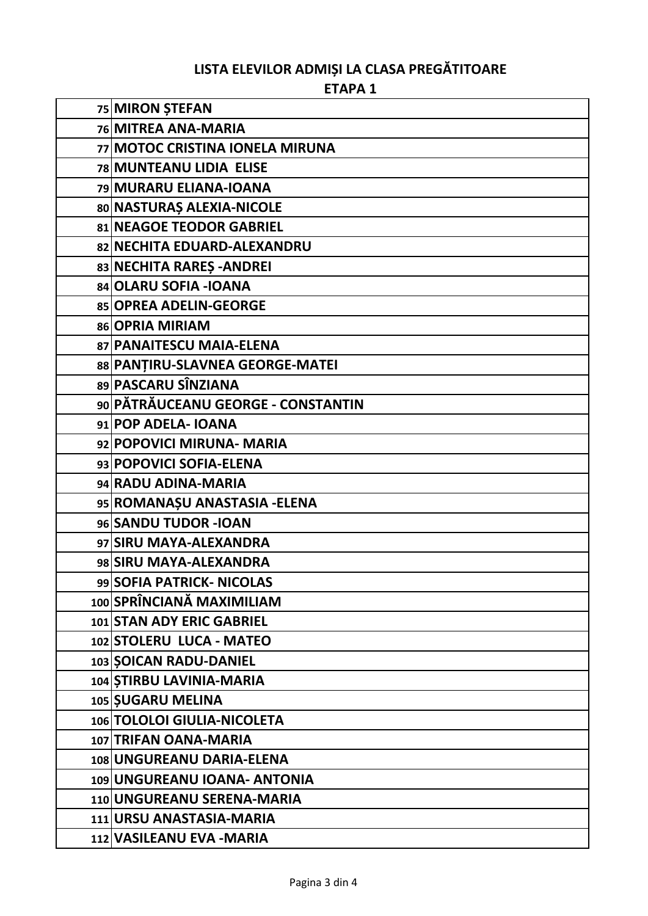**LISTA ELEVILOR ADMIȘI LA CLASA PREGĂTITOARE**

**ETAPA 1**

| | |
|---|---|
| 75 | **MIRON ȘTEFAN** |
| 76 | **MITREA ANA-MARIA** |
| 77 | **MOTOC CRISTINA IONELA MIRUNA** |
| 78 | **MUNTEANU LIDIA ELISE** |
| 79 | **MURARU ELIANA-IOANA** |
| 80 | **NASTURAȘ ALEXIA-NICOLE** |
| 81 | **NEAGOE TEODOR GABRIEL** |
| 82 | **NECHITA EDUARD-ALEXANDRU** |
| 83 | **NECHITA RAREȘ -ANDREI** |
| 84 | **OLARU SOFIA -IOANA** |
| 85 | **OPREA ADELIN-GEORGE** |
| 86 | **OPRIA MIRIAM** |
| 87 | **PANAITESCU MAIA-ELENA** |
| 88 | **PANȚIRU-SLAVNEA GEORGE-MATEI** |
| 89 | **PASCARU SÎNZIANA** |
| 90 | **PĂTRĂUCEANU GEORGE - CONSTANTIN** |
| 91 | **POP ADELA- IOANA** |
| 92 | **POPOVICI MIRUNA- MARIA** |
| 93 | **POPOVICI SOFIA-ELENA** |
| 94 | **RADU ADINA-MARIA** |
| 95 | **ROMANAȘU ANASTASIA -ELENA** |
| 96 | **SANDU TUDOR -IOAN** |
| 97 | **SIRU MAYA-ALEXANDRA** |
| 98 | **SIRU MAYA-ALEXANDRA** |
| 99 | **SOFIA PATRICK- NICOLAS** |
| 100 | **SPRÎNCIANĂ MAXIMILIAM** |
| 101 | **STAN ADY ERIC GABRIEL** |
| 102 | **STOLERU LUCA - MATEO** |
| 103 | **ȘOICAN RADU-DANIEL** |
| 104 | **ȘTIRBU LAVINIA-MARIA** |
| 105 | **ȘUGARU MELINA** |
| 106 | **TOLOLOI GIULIA-NICOLETA** |
| 107 | **TRIFAN OANA-MARIA** |
| 108 | **UNGUREANU DARIA-ELENA** |
| 109 | **UNGUREANU IOANA- ANTONIA** |
| 110 | **UNGUREANU SERENA-MARIA** |
| 111 | **URSU ANASTASIA-MARIA** |
| 112 | **VASILEANU EVA -MARIA** |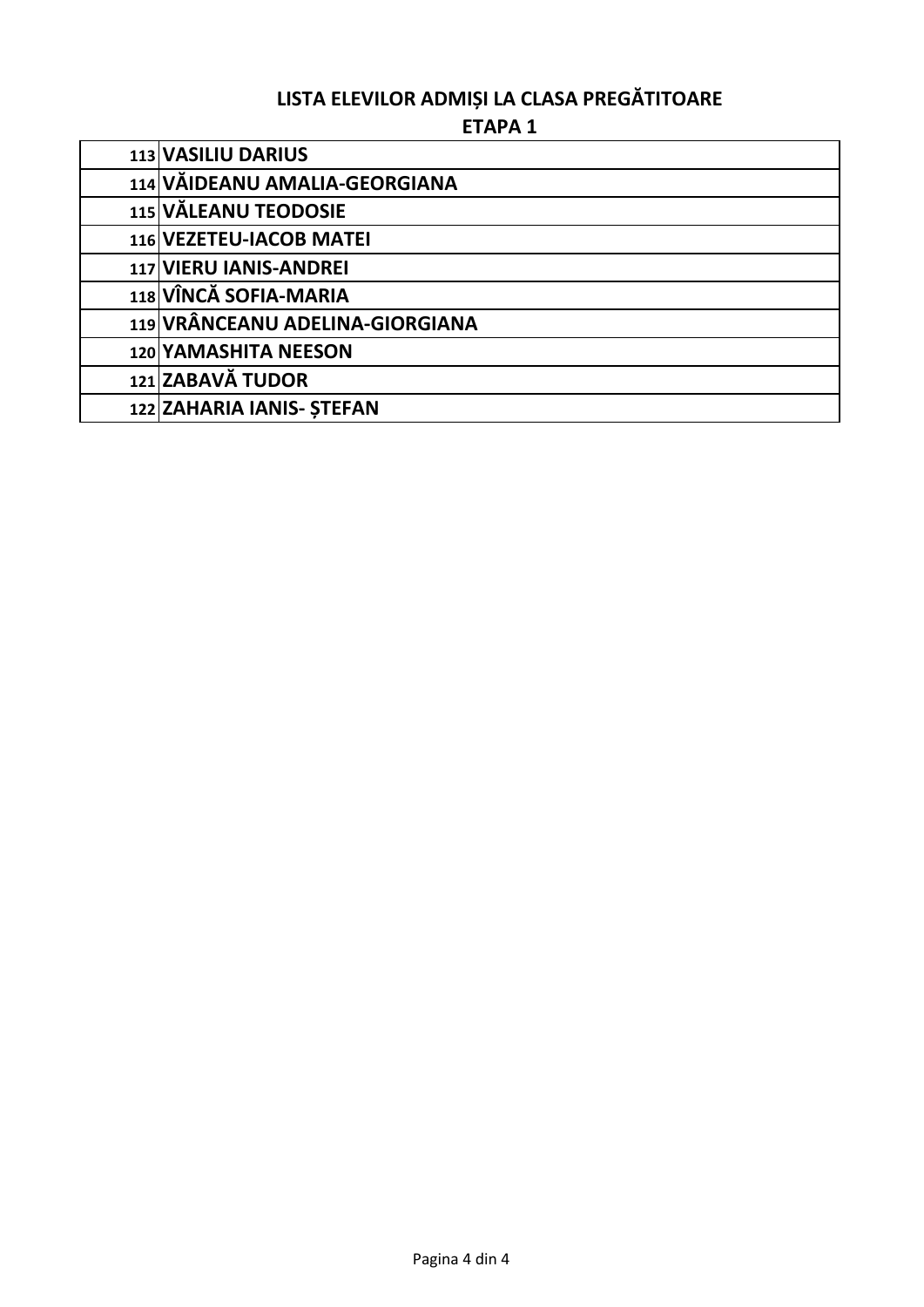**LISTA ELEVILOR ADMIȘI LA CLASA PREGĂTITOARE**

**ETAPA 1**

| | |
|---|---|
| 113 | **VASILIU DARIUS** |
| 114 | **VĂIDEANU AMALIA-GEORGIANA** |
| 115 | **VĂLEANU TEODOSIE** |
| 116 | **VEZETEU-IACOB MATEI** |
| 117 | **VIERU IANIS-ANDREI** |
| 118 | **VÎNCĂ SOFIA-MARIA** |
| 119 | **VRÂNCEANU ADELINA-GIORGIANA** |
| 120 | **YAMASHITA NEESON** |
| 121 | **ZABAVĂ TUDOR** |
| 122 | **ZAHARIA IANIS- ȘTEFAN** |